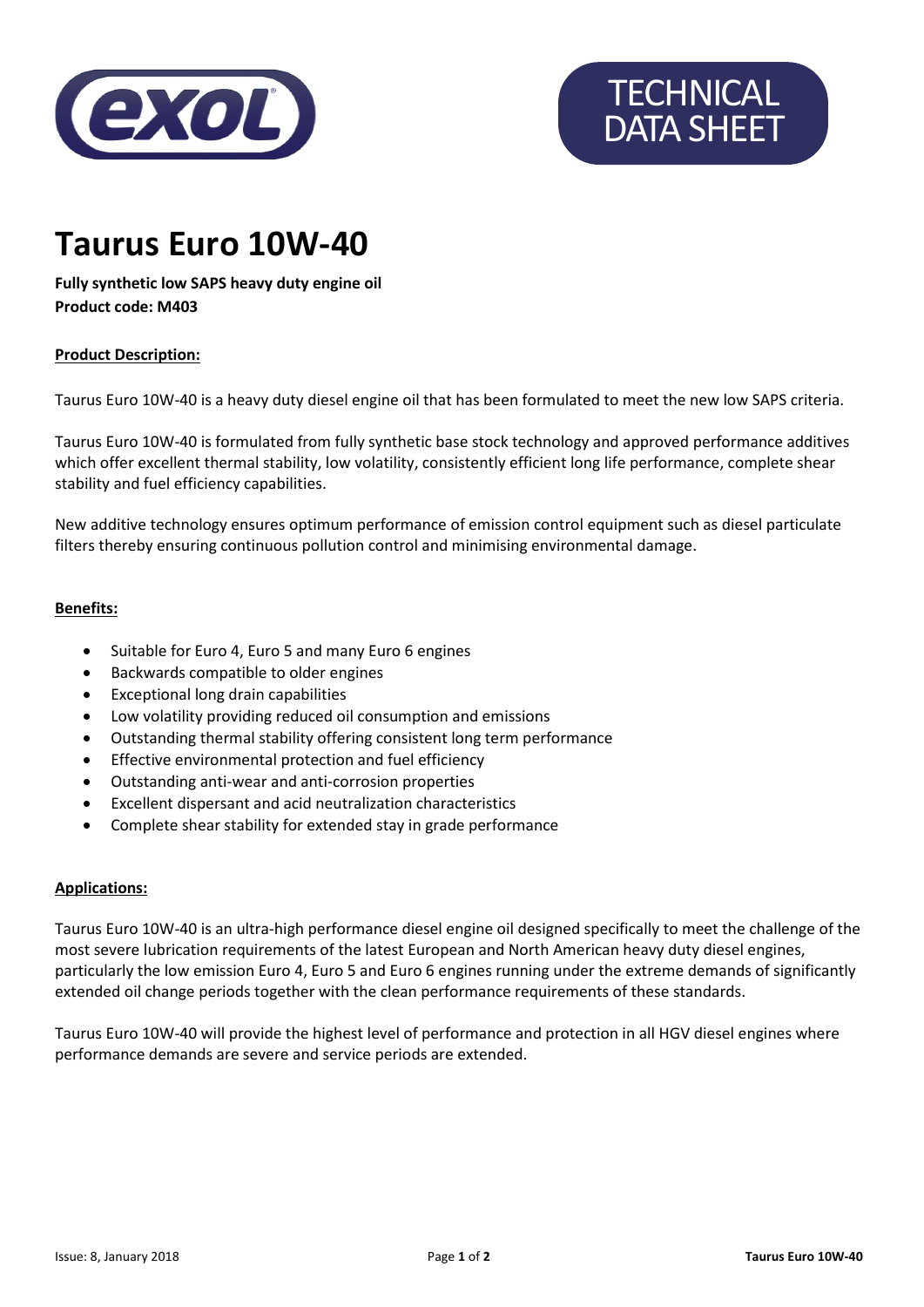TECHNICAL DATA SHEET

# Taurus Euro 10W-40

**Fully synthetic low SAPS heavy duty engine oil**
**Product code: M403**

## Product Description:

Taurus Euro 10W-40 is a heavy duty diesel engine oil that has been formulated to meet the new low SAPS criteria.

Taurus Euro 10W-40 is formulated from fully synthetic base stock technology and approved performance additives which offer excellent thermal stability, low volatility, consistently efficient long life performance, complete shear stability and fuel efficiency capabilities.

New additive technology ensures optimum performance of emission control equipment such as diesel particulate filters thereby ensuring continuous pollution control and minimising environmental damage.

## Benefits:

- Suitable for Euro 4, Euro 5 and many Euro 6 engines
- Backwards compatible to older engines
- Exceptional long drain capabilities
- Low volatility providing reduced oil consumption and emissions
- Outstanding thermal stability offering consistent long term performance
- Effective environmental protection and fuel efficiency
- Outstanding anti-wear and anti-corrosion properties
- Excellent dispersant and acid neutralization characteristics
- Complete shear stability for extended stay in grade performance

## Applications:

Taurus Euro 10W-40 is an ultra-high performance diesel engine oil designed specifically to meet the challenge of the most severe lubrication requirements of the latest European and North American heavy duty diesel engines, particularly the low emission Euro 4, Euro 5 and Euro 6 engines running under the extreme demands of significantly extended oil change periods together with the clean performance requirements of these standards.

Taurus Euro 10W-40 will provide the highest level of performance and protection in all HGV diesel engines where performance demands are severe and service periods are extended.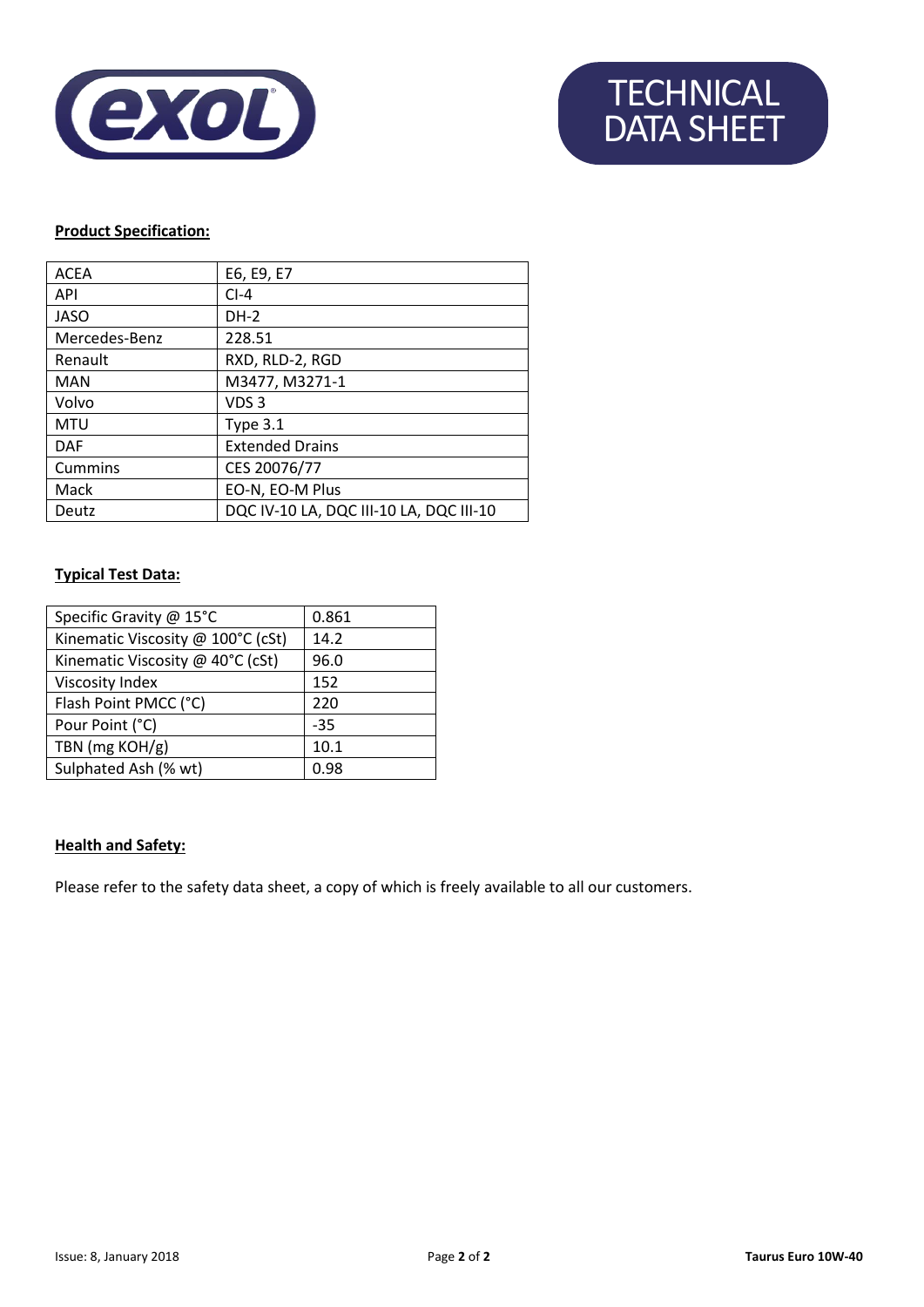**Product Specification:**

| | |
|---|---|
| ACEA | E6, E9, E7 |
| API | CI-4 |
| JASO | DH-2 |
| Mercedes-Benz | 228.51 |
| Renault | RXD, RLD-2, RGD |
| MAN | M3477, M3271-1 |
| Volvo | VDS 3 |
| MTU | Type 3.1 |
| DAF | Extended Drains |
| Cummins | CES 20076/77 |
| Mack | EO-N, EO-M Plus |
| Deutz | DQC IV-10 LA, DQC III-10 LA, DQC III-10 |

**Typical Test Data:**

| | |
|---|---|
| Specific Gravity @ 15°C | 0.861 |
| Kinematic Viscosity @ 100°C (cSt) | 14.2 |
| Kinematic Viscosity @ 40°C (cSt) | 96.0 |
| Viscosity Index | 152 |
| Flash Point PMCC (°C) | 220 |
| Pour Point (°C) | -35 |
| TBN (mg KOH/g) | 10.1 |
| Sulphated Ash (% wt) | 0.98 |

**Health and Safety:**

Please refer to the safety data sheet, a copy of which is freely available to all our customers.